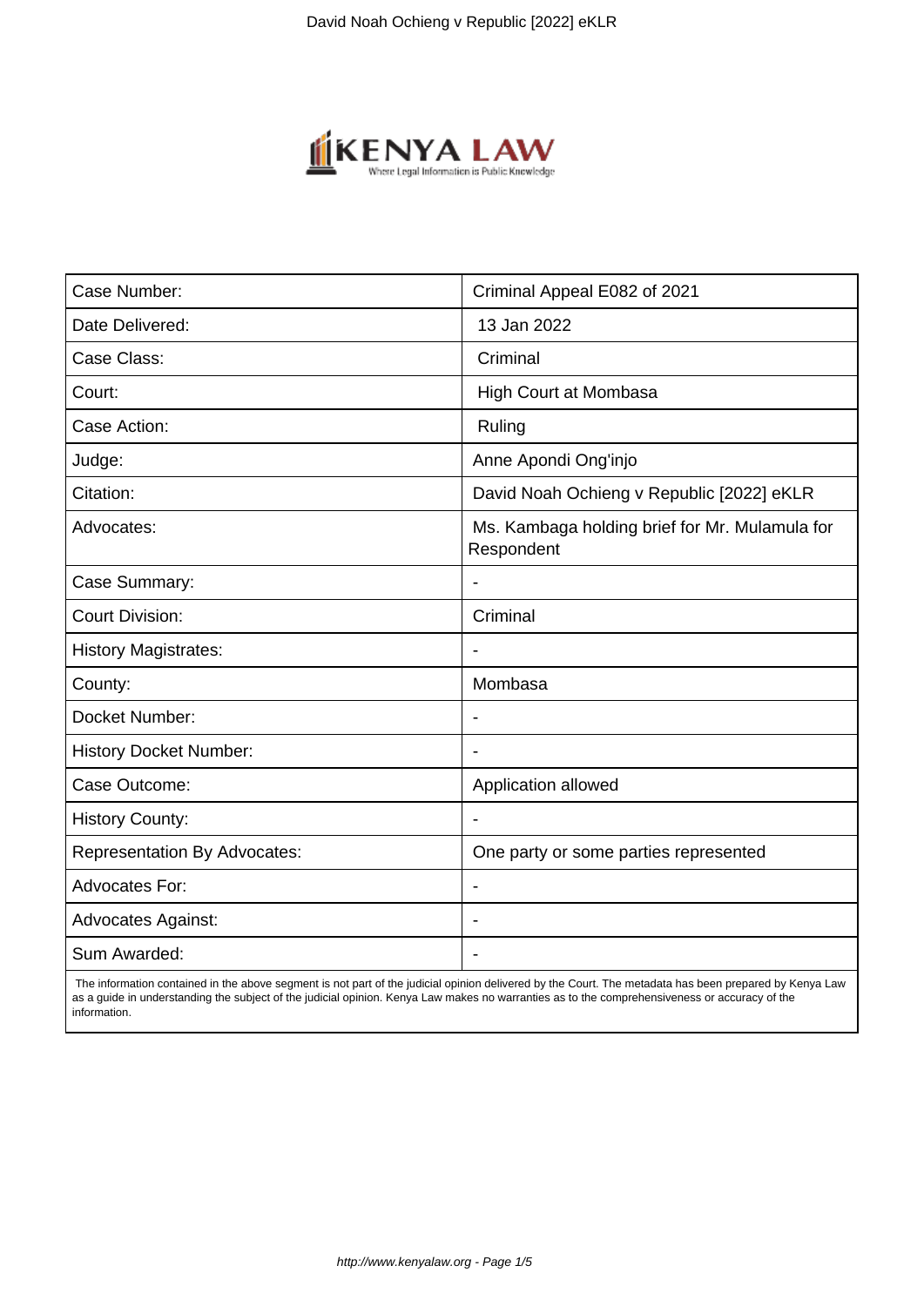| Case Number: | Criminal Appeal E082 of 2021 |
| --- | --- |
| Date Delivered: | 13 Jan 2022 |
| Case Class: | Criminal |
| Court: | High Court at Mombasa |
| Case Action: | Ruling |
| Judge: | Anne Apondi Ong'injo |
| Citation: | David Noah Ochieng v Republic [2022] eKLR |
| Advocates: | Ms. Kambaga holding brief for Mr. Mulamula for Respondent |
| Case Summary: | - |
| Court Division: | Criminal |
| History Magistrates: | - |
| County: | Mombasa |
| Docket Number: | - |
| History Docket Number: | - |
| Case Outcome: | Application allowed |
| History County: | - |
| Representation By Advocates: | One party or some parties represented |
| Advocates For: | - |
| Advocates Against: | - |
| Sum Awarded: | - |

The information contained in the above segment is not part of the judicial opinion delivered by the Court. The metadata has been prepared by Kenya Law as a guide in understanding the subject of the judicial opinion. Kenya Law makes no warranties as to the comprehensiveness or accuracy of the information.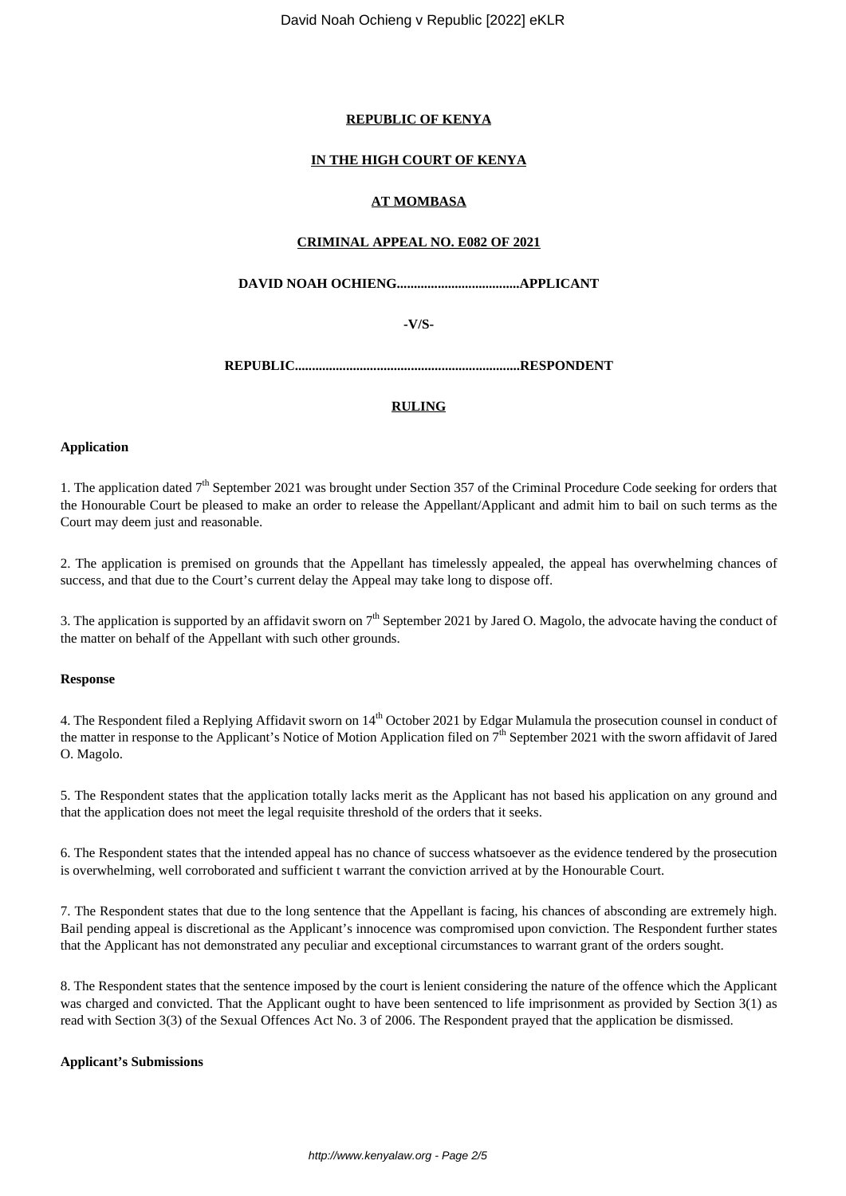**REPUBLIC OF KENYA**

**IN THE HIGH COURT OF KENYA**

**AT MOMBASA**

**CRIMINAL APPEAL NO. E082 OF 2021**

**DAVID NOAH OCHIENG....................................APPLICANT**

**-V/S-**

**REPUBLIC..................................................................RESPONDENT**

**RULING**

**Application**

1. The application dated 7th September 2021 was brought under Section 357 of the Criminal Procedure Code seeking for orders that the Honourable Court be pleased to make an order to release the Appellant/Applicant and admit him to bail on such terms as the Court may deem just and reasonable.

2. The application is premised on grounds that the Appellant has timelessly appealed, the appeal has overwhelming chances of success, and that due to the Court's current delay the Appeal may take long to dispose off.

3. The application is supported by an affidavit sworn on 7th September 2021 by Jared O. Magolo, the advocate having the conduct of the matter on behalf of the Appellant with such other grounds.

**Response**

4. The Respondent filed a Replying Affidavit sworn on 14th October 2021 by Edgar Mulamula the prosecution counsel in conduct of the matter in response to the Applicant's Notice of Motion Application filed on 7th September 2021 with the sworn affidavit of Jared O. Magolo.

5. The Respondent states that the application totally lacks merit as the Applicant has not based his application on any ground and that the application does not meet the legal requisite threshold of the orders that it seeks.

6. The Respondent states that the intended appeal has no chance of success whatsoever as the evidence tendered by the prosecution is overwhelming, well corroborated and sufficient t warrant the conviction arrived at by the Honourable Court.

7. The Respondent states that due to the long sentence that the Appellant is facing, his chances of absconding are extremely high. Bail pending appeal is discretional as the Applicant's innocence was compromised upon conviction. The Respondent further states that the Applicant has not demonstrated any peculiar and exceptional circumstances to warrant grant of the orders sought.

8. The Respondent states that the sentence imposed by the court is lenient considering the nature of the offence which the Applicant was charged and convicted. That the Applicant ought to have been sentenced to life imprisonment as provided by Section 3(1) as read with Section 3(3) of the Sexual Offences Act No. 3 of 2006. The Respondent prayed that the application be dismissed.

**Applicant's Submissions**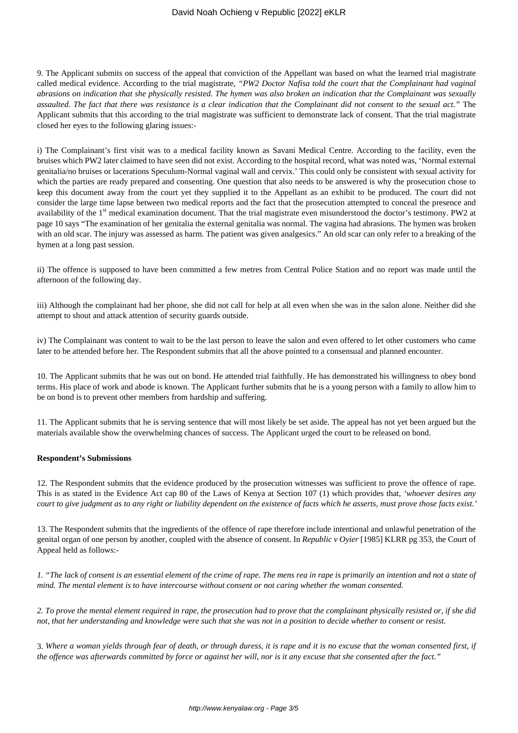9. The Applicant submits on success of the appeal that conviction of the Appellant was based on what the learned trial magistrate called medical evidence. According to the trial magistrate, *"PW2 Doctor Nafisa told the court that the Complainant had vaginal abrasions on indication that she physically resisted. The hymen was also broken an indication that the Complainant was sexually assaulted. The fact that there was resistance is a clear indication that the Complainant did not consent to the sexual act."* The Applicant submits that this according to the trial magistrate was sufficient to demonstrate lack of consent. That the trial magistrate closed her eyes to the following glaring issues:-

i) The Complainant's first visit was to a medical facility known as Savani Medical Centre. According to the facility, even the bruises which PW2 later claimed to have seen did not exist. According to the hospital record, what was noted was, 'Normal external genitalia/no bruises or lacerations Speculum-Normal vaginal wall and cervix.' This could only be consistent with sexual activity for which the parties are ready prepared and consenting. One question that also needs to be answered is why the prosecution chose to keep this document away from the court yet they supplied it to the Appellant as an exhibit to be produced. The court did not consider the large time lapse between two medical reports and the fact that the prosecution attempted to conceal the presence and availability of the 1st medical examination document. That the trial magistrate even misunderstood the doctor's testimony. PW2 at page 10 says "The examination of her genitalia the external genitalia was normal. The vagina had abrasions. The hymen was broken with an old scar. The injury was assessed as harm. The patient was given analgesics." An old scar can only refer to a breaking of the hymen at a long past session.

ii) The offence is supposed to have been committed a few metres from Central Police Station and no report was made until the afternoon of the following day.

iii) Although the complainant had her phone, she did not call for help at all even when she was in the salon alone. Neither did she attempt to shout and attack attention of security guards outside.

iv) The Complainant was content to wait to be the last person to leave the salon and even offered to let other customers who came later to be attended before her. The Respondent submits that all the above pointed to a consensual and planned encounter.

10. The Applicant submits that he was out on bond. He attended trial faithfully. He has demonstrated his willingness to obey bond terms. His place of work and abode is known. The Applicant further submits that he is a young person with a family to allow him to be on bond is to prevent other members from hardship and suffering.

11. The Applicant submits that he is serving sentence that will most likely be set aside. The appeal has not yet been argued but the materials available show the overwhelming chances of success. The Applicant urged the court to be released on bond.

**Respondent's Submissions**

12. The Respondent submits that the evidence produced by the prosecution witnesses was sufficient to prove the offence of rape. This is as stated in the Evidence Act cap 80 of the Laws of Kenya at Section 107 (1) which provides that, *'whoever desires any court to give judgment as to any right or liability dependent on the existence of facts which he asserts, must prove those facts exist.'*

13. The Respondent submits that the ingredients of the offence of rape therefore include intentional and unlawful penetration of the genital organ of one person by another, coupled with the absence of consent. In *Republic v Oyier* [1985] KLRR pg 353, the Court of Appeal held as follows:-

*1. "The lack of consent is an essential element of the crime of rape. The mens rea in rape is primarily an intention and not a state of mind. The mental element is to have intercourse without consent or not caring whether the woman consented.*

*2. To prove the mental element required in rape, the prosecution had to prove that the complainant physically resisted or, if she did not, that her understanding and knowledge were such that she was not in a position to decide whether to consent or resist.*

3. *Where a woman yields through fear of death, or through duress, it is rape and it is no excuse that the woman consented first, if the offence was afterwards committed by force or against her will, nor is it any excuse that she consented after the fact."*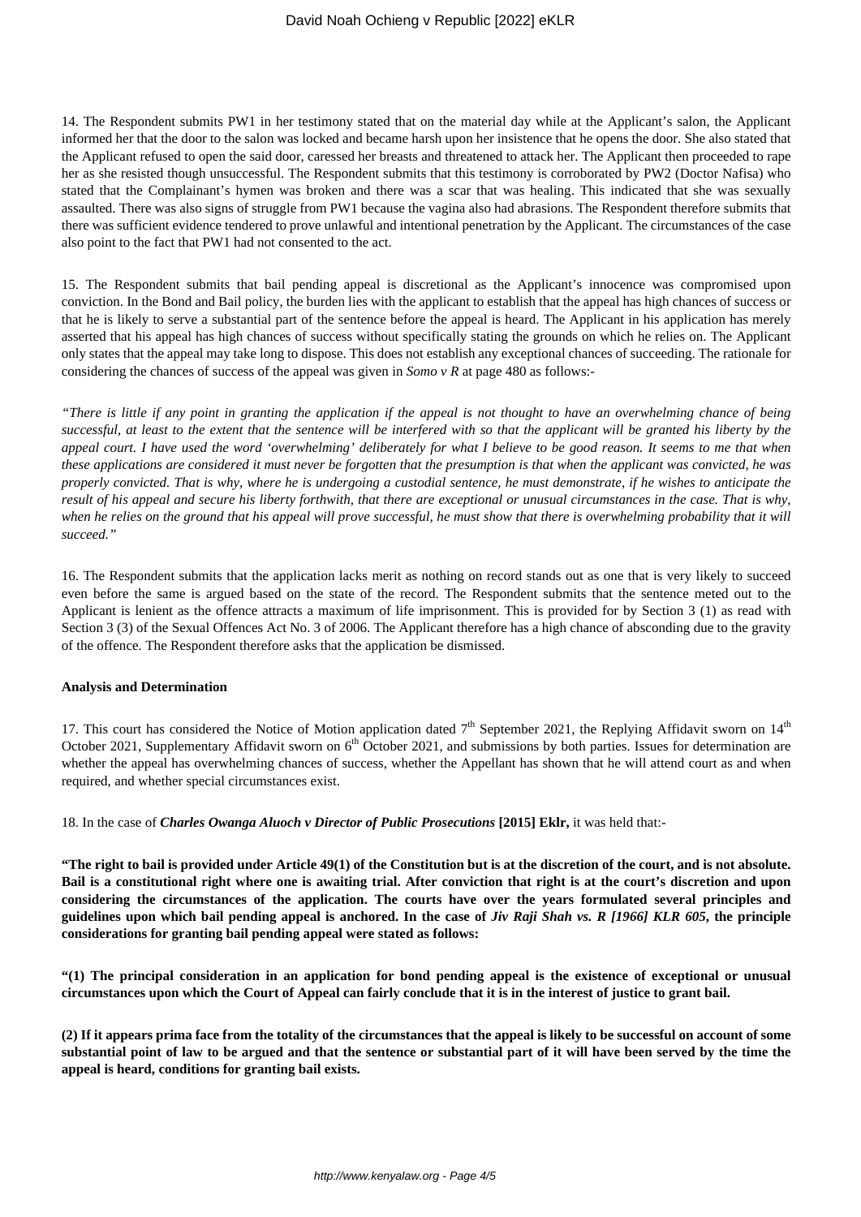14. The Respondent submits PW1 in her testimony stated that on the material day while at the Applicant's salon, the Applicant informed her that the door to the salon was locked and became harsh upon her insistence that he opens the door. She also stated that the Applicant refused to open the said door, caressed her breasts and threatened to attack her. The Applicant then proceeded to rape her as she resisted though unsuccessful. The Respondent submits that this testimony is corroborated by PW2 (Doctor Nafisa) who stated that the Complainant's hymen was broken and there was a scar that was healing. This indicated that she was sexually assaulted. There was also signs of struggle from PW1 because the vagina also had abrasions. The Respondent therefore submits that there was sufficient evidence tendered to prove unlawful and intentional penetration by the Applicant. The circumstances of the case also point to the fact that PW1 had not consented to the act.

15. The Respondent submits that bail pending appeal is discretional as the Applicant's innocence was compromised upon conviction. In the Bond and Bail policy, the burden lies with the applicant to establish that the appeal has high chances of success or that he is likely to serve a substantial part of the sentence before the appeal is heard. The Applicant in his application has merely asserted that his appeal has high chances of success without specifically stating the grounds on which he relies on. The Applicant only states that the appeal may take long to dispose. This does not establish any exceptional chances of succeeding. The rationale for considering the chances of success of the appeal was given in *Somo v R* at page 480 as follows:-

*"There is little if any point in granting the application if the appeal is not thought to have an overwhelming chance of being successful, at least to the extent that the sentence will be interfered with so that the applicant will be granted his liberty by the appeal court. I have used the word 'overwhelming' deliberately for what I believe to be good reason. It seems to me that when these applications are considered it must never be forgotten that the presumption is that when the applicant was convicted, he was properly convicted. That is why, where he is undergoing a custodial sentence, he must demonstrate, if he wishes to anticipate the result of his appeal and secure his liberty forthwith, that there are exceptional or unusual circumstances in the case. That is why, when he relies on the ground that his appeal will prove successful, he must show that there is overwhelming probability that it will succeed."*

16. The Respondent submits that the application lacks merit as nothing on record stands out as one that is very likely to succeed even before the same is argued based on the state of the record. The Respondent submits that the sentence meted out to the Applicant is lenient as the offence attracts a maximum of life imprisonment. This is provided for by Section 3 (1) as read with Section 3 (3) of the Sexual Offences Act No. 3 of 2006. The Applicant therefore has a high chance of absconding due to the gravity of the offence. The Respondent therefore asks that the application be dismissed.

**Analysis and Determination**

17. This court has considered the Notice of Motion application dated 7th September 2021, the Replying Affidavit sworn on 14th October 2021, Supplementary Affidavit sworn on 6th October 2021, and submissions by both parties. Issues for determination are whether the appeal has overwhelming chances of success, whether the Appellant has shown that he will attend court as and when required, and whether special circumstances exist.

18. In the case of ***Charles Owanga Aluoch v Director of Public Prosecutions* [2015] Eklr,** it was held that:-

**"The right to bail is provided under Article 49(1) of the Constitution but is at the discretion of the court, and is not absolute. Bail is a constitutional right where one is awaiting trial. After conviction that right is at the court's discretion and upon considering the circumstances of the application. The courts have over the years formulated several principles and guidelines upon which bail pending appeal is anchored. In the case of *Jiv Raji Shah vs. R [1966] KLR 605*, the principle considerations for granting bail pending appeal were stated as follows:**

**"(1) The principal consideration in an application for bond pending appeal is the existence of exceptional or unusual circumstances upon which the Court of Appeal can fairly conclude that it is in the interest of justice to grant bail.**

**(2) If it appears prima face from the totality of the circumstances that the appeal is likely to be successful on account of some substantial point of law to be argued and that the sentence or substantial part of it will have been served by the time the appeal is heard, conditions for granting bail exists.**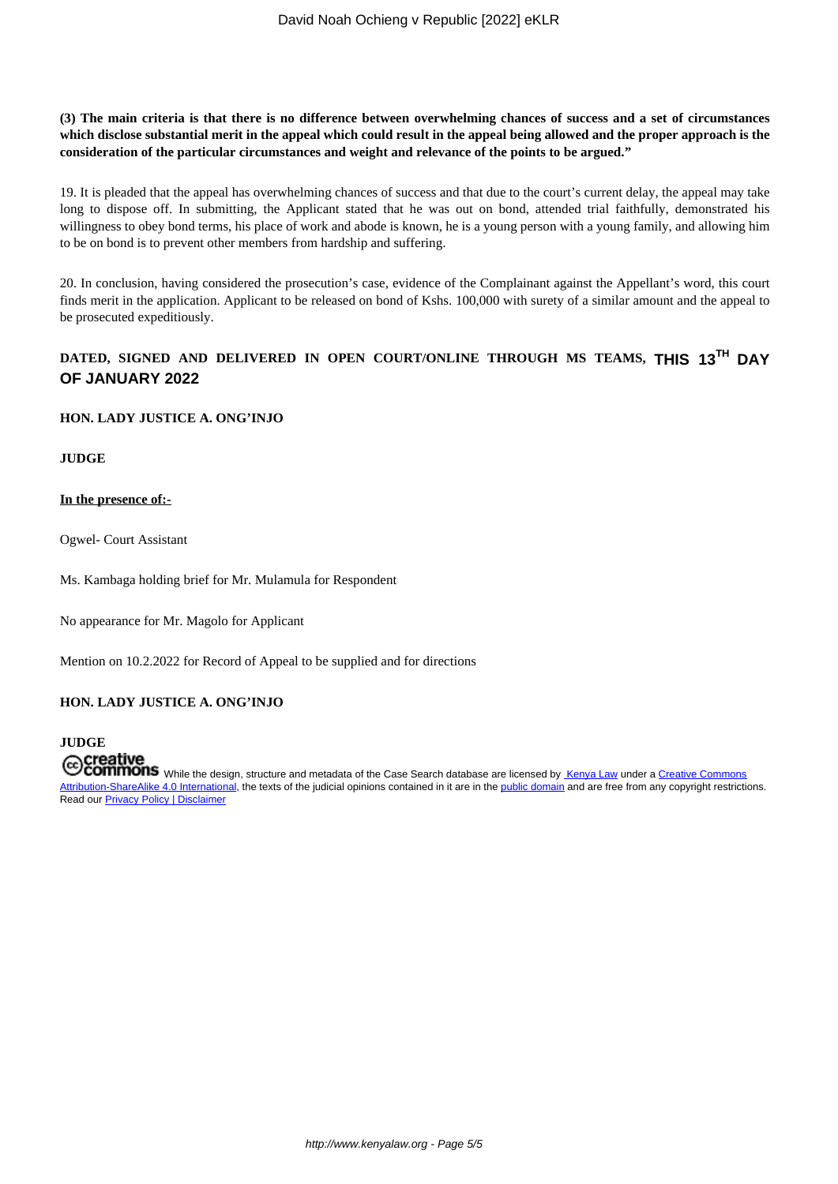**(3) The main criteria is that there is no difference between overwhelming chances of success and a set of circumstances which disclose substantial merit in the appeal which could result in the appeal being allowed and the proper approach is the consideration of the particular circumstances and weight and relevance of the points to be argued."**

19. It is pleaded that the appeal has overwhelming chances of success and that due to the court's current delay, the appeal may take long to dispose off. In submitting, the Applicant stated that he was out on bond, attended trial faithfully, demonstrated his willingness to obey bond terms, his place of work and abode is known, he is a young person with a young family, and allowing him to be on bond is to prevent other members from hardship and suffering.

20. In conclusion, having considered the prosecution's case, evidence of the Complainant against the Appellant's word, this court finds merit in the application. Applicant to be released on bond of Kshs. 100,000 with surety of a similar amount and the appeal to be prosecuted expeditiously.

**DATED, SIGNED AND DELIVERED IN OPEN COURT/ONLINE THROUGH MS TEAMS, THIS 13TH DAY OF JANUARY 2022**

**HON. LADY JUSTICE A. ONG'INJO**

**JUDGE**

**In the presence of:-**

Ogwel- Court Assistant

Ms. Kambaga holding brief for Mr. Mulamula for Respondent

No appearance for Mr. Magolo for Applicant

Mention on 10.2.2022 for Record of Appeal to be supplied and for directions

**HON. LADY JUSTICE A. ONG'INJO**

**JUDGE**

While the design, structure and metadata of the Case Search database are licensed by Kenya Law under a Creative Commons Attribution-ShareAlike 4.0 International, the texts of the judicial opinions contained in it are in the public domain and are free from any copyright restrictions. Read our Privacy Policy | Disclaimer